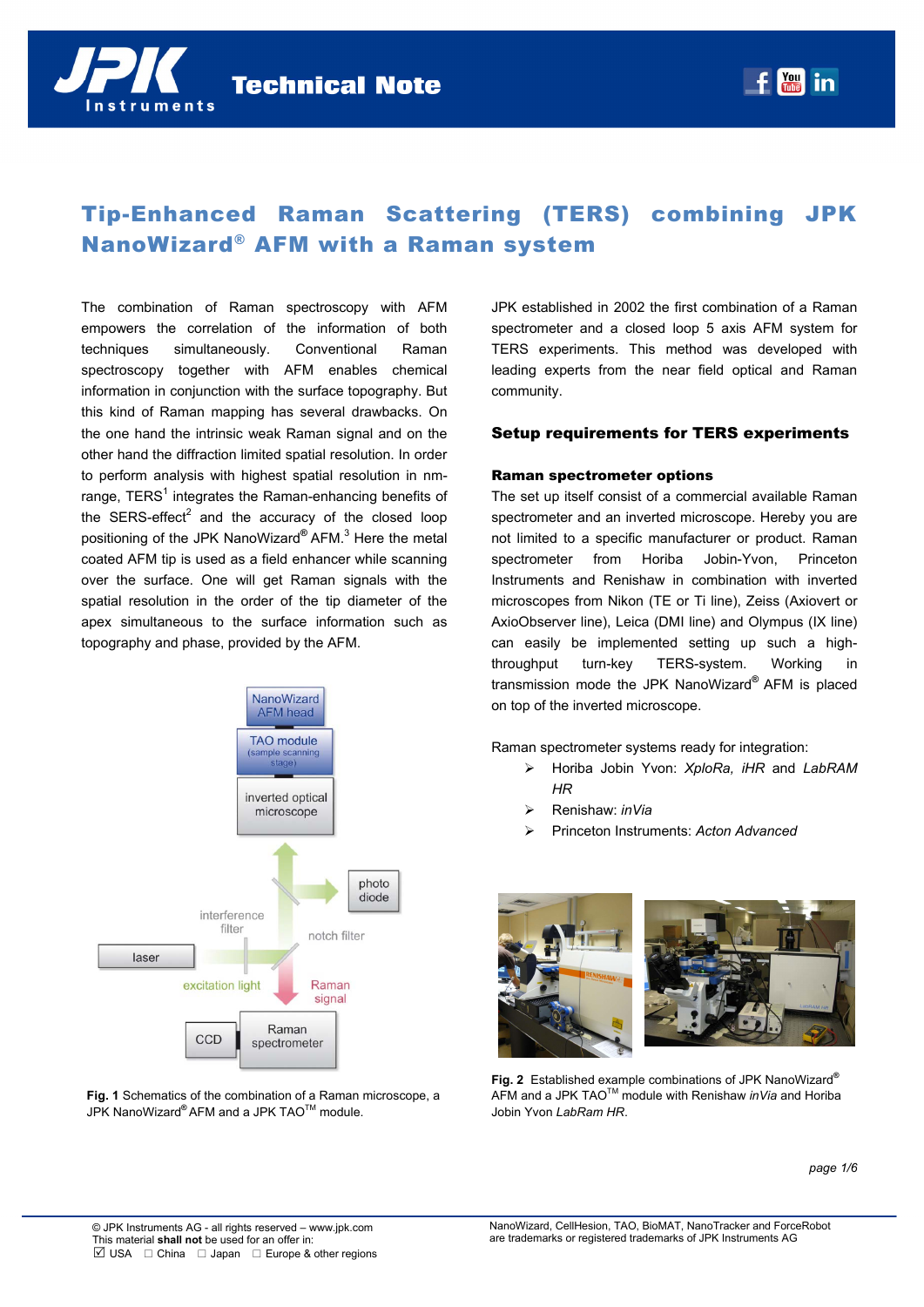# Tip-Enhanced Raman Scattering (TERS) combining JPK NanoWizard® AFM with a Raman system

The combination of Raman spectroscopy with AFM empowers the correlation of the information of both techniques simultaneously. Conventional Raman spectroscopy together with AFM enables chemical information in conjunction with the surface topography. But this kind of Raman mapping has several drawbacks. On the one hand the intrinsic weak Raman signal and on the other hand the diffraction limited spatial resolution. In order to perform analysis with highest spatial resolution in nm-range, TERS[1] integrates the Raman-enhancing benefits of the SERS-effect[2] and the accuracy of the closed loop positioning of the JPK NanoWizard® AFM.[3] Here the metal coated AFM tip is used as a field enhancer while scanning over the surface. One will get Raman signals with the spatial resolution in the order of the tip diameter of the apex simultaneous to the surface information such as topography and phase, provided by the AFM.

**Fig. 1** Schematics of the combination of a Raman microscope, a JPK NanoWizard® AFM and a JPK TAO™ module.

JPK established in 2002 the first combination of a Raman spectrometer and a closed loop 5 axis AFM system for TERS experiments. This method was developed with leading experts from the near field optical and Raman community.

## Setup requirements for TERS experiments

### Raman spectrometer options

The set up itself consist of a commercial available Raman spectrometer and an inverted microscope. Hereby you are not limited to a specific manufacturer or product. Raman spectrometer from Horiba Jobin-Yvon, Princeton Instruments and Renishaw in combination with inverted microscopes from Nikon (TE or Ti line), Zeiss (Axiovert or AxioObserver line), Leica (DMI line) and Olympus (IX line) can easily be implemented setting up such a high-throughput turn-key TERS-system. Working in transmission mode the JPK NanoWizard® AFM is placed on top of the inverted microscope.

Raman spectrometer systems ready for integration:

- Horiba Jobin Yvon: *XploRa, iHR* and *LabRAM HR*
- Renishaw: *inVia*
- Princeton Instruments: *Acton Advanced*

**Fig. 2** Established example combinations of JPK NanoWizard® AFM and a JPK TAO™ module with Renishaw *inVia* and Horiba Jobin Yvon *LabRam HR*.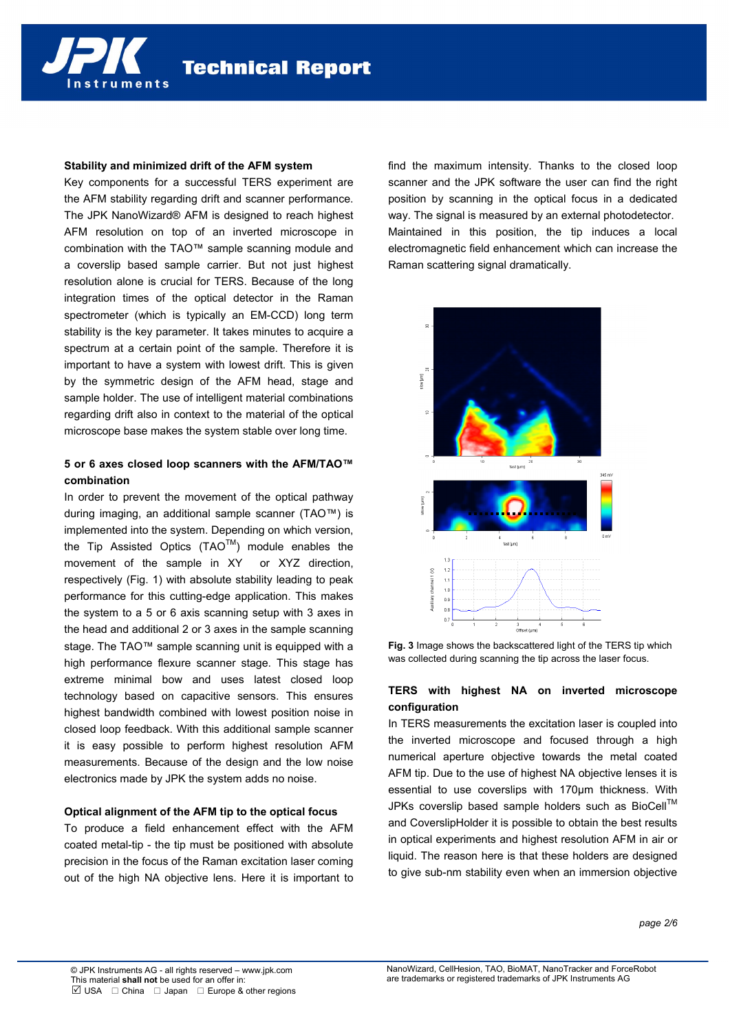**Stability and minimized drift of the AFM system**

Key components for a successful TERS experiment are the AFM stability regarding drift and scanner performance. The JPK NanoWizard® AFM is designed to reach highest AFM resolution on top of an inverted microscope in combination with the TAO™ sample scanning module and a coverslip based sample carrier. But not just highest resolution alone is crucial for TERS. Because of the long integration times of the optical detector in the Raman spectrometer (which is typically an EM-CCD) long term stability is the key parameter. It takes minutes to acquire a spectrum at a certain point of the sample. Therefore it is important to have a system with lowest drift. This is given by the symmetric design of the AFM head, stage and sample holder. The use of intelligent material combinations regarding drift also in context to the material of the optical microscope base makes the system stable over long time.

**5 or 6 axes closed loop scanners with the AFM/TAO™ combination**

In order to prevent the movement of the optical pathway during imaging, an additional sample scanner (TAO™) is implemented into the system. Depending on which version, the Tip Assisted Optics (TAO™) module enables the movement of the sample in XY or XYZ direction, respectively (Fig. 1) with absolute stability leading to peak performance for this cutting-edge application. This makes the system to a 5 or 6 axis scanning setup with 3 axes in the head and additional 2 or 3 axes in the sample scanning stage. The TAO™ sample scanning unit is equipped with a high performance flexure scanner stage. This stage has extreme minimal bow and uses latest closed loop technology based on capacitive sensors. This ensures highest bandwidth combined with lowest position noise in closed loop feedback. With this additional sample scanner it is easy possible to perform highest resolution AFM measurements. Because of the design and the low noise electronics made by JPK the system adds no noise.

**Optical alignment of the AFM tip to the optical focus**

To produce a field enhancement effect with the AFM coated metal-tip - the tip must be positioned with absolute precision in the focus of the Raman excitation laser coming out of the high NA objective lens. Here it is important to find the maximum intensity. Thanks to the closed loop scanner and the JPK software the user can find the right position by scanning in the optical focus in a dedicated way. The signal is measured by an external photodetector. Maintained in this position, the tip induces a local electromagnetic field enhancement which can increase the Raman scattering signal dramatically.

**Fig. 3** Image shows the backscattered light of the TERS tip which was collected during scanning the tip across the laser focus.

**TERS with highest NA on inverted microscope configuration**

In TERS measurements the excitation laser is coupled into the inverted microscope and focused through a high numerical aperture objective towards the metal coated AFM tip. Due to the use of highest NA objective lenses it is essential to use coverslips with 170µm thickness. With JPKs coverslip based sample holders such as BioCell™ and CoverslipHolder it is possible to obtain the best results in optical experiments and highest resolution AFM in air or liquid. The reason here is that these holders are designed to give sub-nm stability even when an immersion objective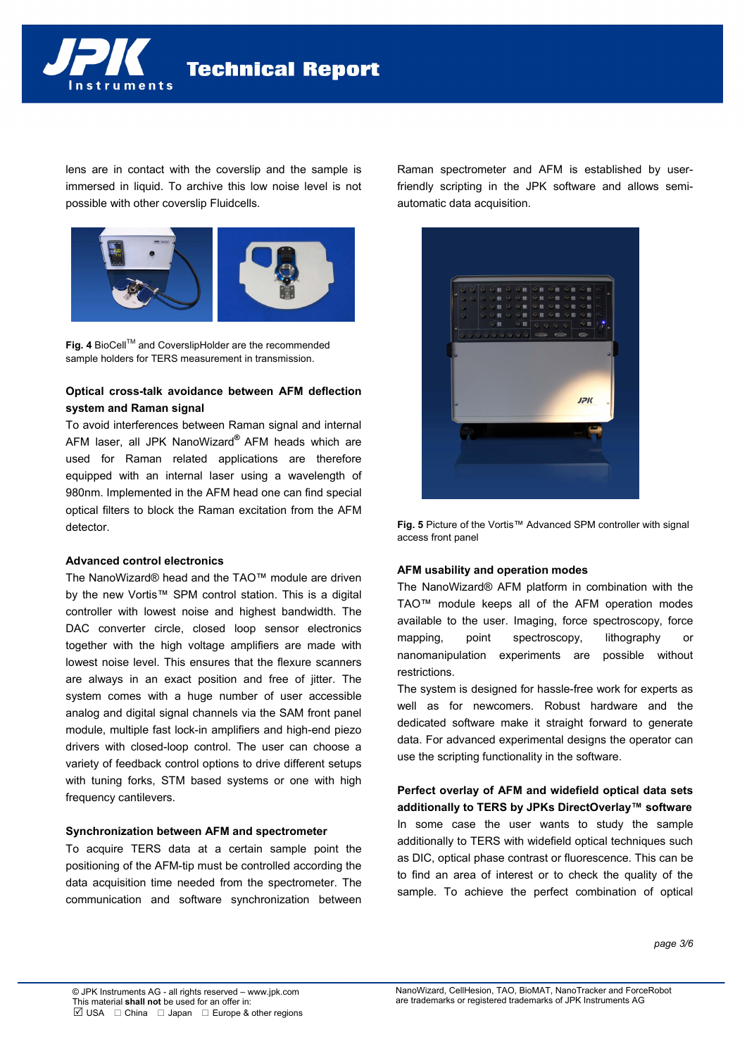lens are in contact with the coverslip and the sample is immersed in liquid. To archive this low noise level is not possible with other coverslip Fluidcells.

**Fig. 4** BioCell™ and CoverslipHolder are the recommended sample holders for TERS measurement in transmission.

### Optical cross-talk avoidance between AFM deflection system and Raman signal

To avoid interferences between Raman signal and internal AFM laser, all JPK NanoWizard® AFM heads which are used for Raman related applications are therefore equipped with an internal laser using a wavelength of 980nm. Implemented in the AFM head one can find special optical filters to block the Raman excitation from the AFM detector.

### Advanced control electronics

The NanoWizard® head and the TAO™ module are driven by the new Vortis™ SPM control station. This is a digital controller with lowest noise and highest bandwidth. The DAC converter circle, closed loop sensor electronics together with the high voltage amplifiers are made with lowest noise level. This ensures that the flexure scanners are always in an exact position and free of jitter. The system comes with a huge number of user accessible analog and digital signal channels via the SAM front panel module, multiple fast lock-in amplifiers and high-end piezo drivers with closed-loop control. The user can choose a variety of feedback control options to drive different setups with tuning forks, STM based systems or one with high frequency cantilevers.

### Synchronization between AFM and spectrometer

To acquire TERS data at a certain sample point the positioning of the AFM-tip must be controlled according the data acquisition time needed from the spectrometer. The communication and software synchronization between Raman spectrometer and AFM is established by user-friendly scripting in the JPK software and allows semi-automatic data acquisition.

**Fig. 5** Picture of the Vortis™ Advanced SPM controller with signal access front panel

### AFM usability and operation modes

The NanoWizard® AFM platform in combination with the TAO™ module keeps all of the AFM operation modes available to the user. Imaging, force spectroscopy, force mapping, point spectroscopy, lithography or nanomanipulation experiments are possible without restrictions.

The system is designed for hassle-free work for experts as well as for newcomers. Robust hardware and the dedicated software make it straight forward to generate data. For advanced experimental designs the operator can use the scripting functionality in the software.

### Perfect overlay of AFM and widefield optical data sets additionally to TERS by JPKs DirectOverlay™ software

In some case the user wants to study the sample additionally to TERS with widefield optical techniques such as DIC, optical phase contrast or fluorescence. This can be to find an area of interest or to check the quality of the sample. To achieve the perfect combination of optical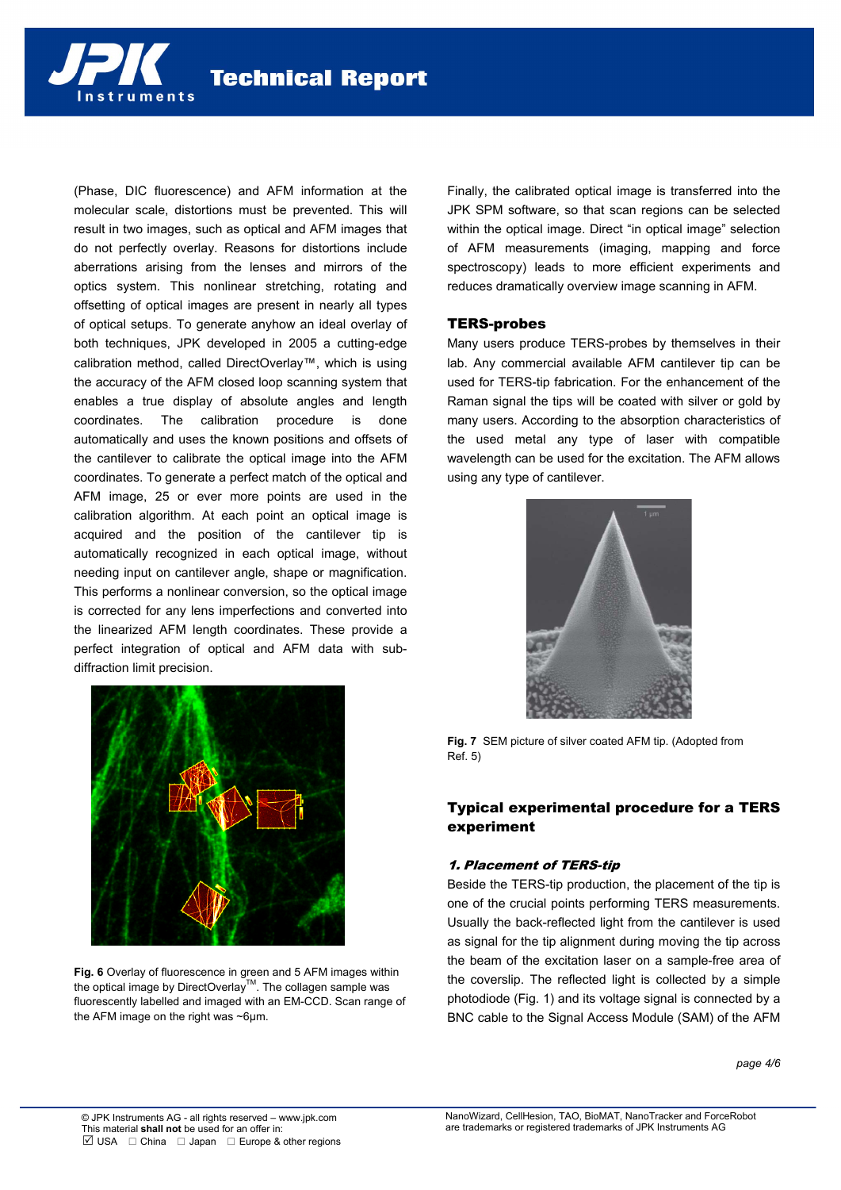(Phase, DIC fluorescence) and AFM information at the molecular scale, distortions must be prevented. This will result in two images, such as optical and AFM images that do not perfectly overlay. Reasons for distortions include aberrations arising from the lenses and mirrors of the optics system. This nonlinear stretching, rotating and offsetting of optical images are present in nearly all types of optical setups. To generate anyhow an ideal overlay of both techniques, JPK developed in 2005 a cutting-edge calibration method, called DirectOverlay™, which is using the accuracy of the AFM closed loop scanning system that enables a true display of absolute angles and length coordinates. The calibration procedure is done automatically and uses the known positions and offsets of the cantilever to calibrate the optical image into the AFM coordinates. To generate a perfect match of the optical and AFM image, 25 or ever more points are used in the calibration algorithm. At each point an optical image is acquired and the position of the cantilever tip is automatically recognized in each optical image, without needing input on cantilever angle, shape or magnification. This performs a nonlinear conversion, so the optical image is corrected for any lens imperfections and converted into the linearized AFM length coordinates. These provide a perfect integration of optical and AFM data with sub-diffraction limit precision.

**Fig. 6** Overlay of fluorescence in green and 5 AFM images within the optical image by DirectOverlay™. The collagen sample was fluorescently labelled and imaged with an EM-CCD. Scan range of the AFM image on the right was ~6µm.

Finally, the calibrated optical image is transferred into the JPK SPM software, so that scan regions can be selected within the optical image. Direct "in optical image" selection of AFM measurements (imaging, mapping and force spectroscopy) leads to more efficient experiments and reduces dramatically overview image scanning in AFM.

## TERS-probes

Many users produce TERS-probes by themselves in their lab. Any commercial available AFM cantilever tip can be used for TERS-tip fabrication. For the enhancement of the Raman signal the tips will be coated with silver or gold by many users. According to the absorption characteristics of the used metal any type of laser with compatible wavelength can be used for the excitation. The AFM allows using any type of cantilever.

**Fig. 7** SEM picture of silver coated AFM tip. (Adopted from Ref. 5)

## Typical experimental procedure for a TERS experiment

### *1. Placement of TERS-tip*

Beside the TERS-tip production, the placement of the tip is one of the crucial points performing TERS measurements. Usually the back-reflected light from the cantilever is used as signal for the tip alignment during moving the tip across the beam of the excitation laser on a sample-free area of the coverslip. The reflected light is collected by a simple photodiode (Fig. 1) and its voltage signal is connected by a BNC cable to the Signal Access Module (SAM) of the AFM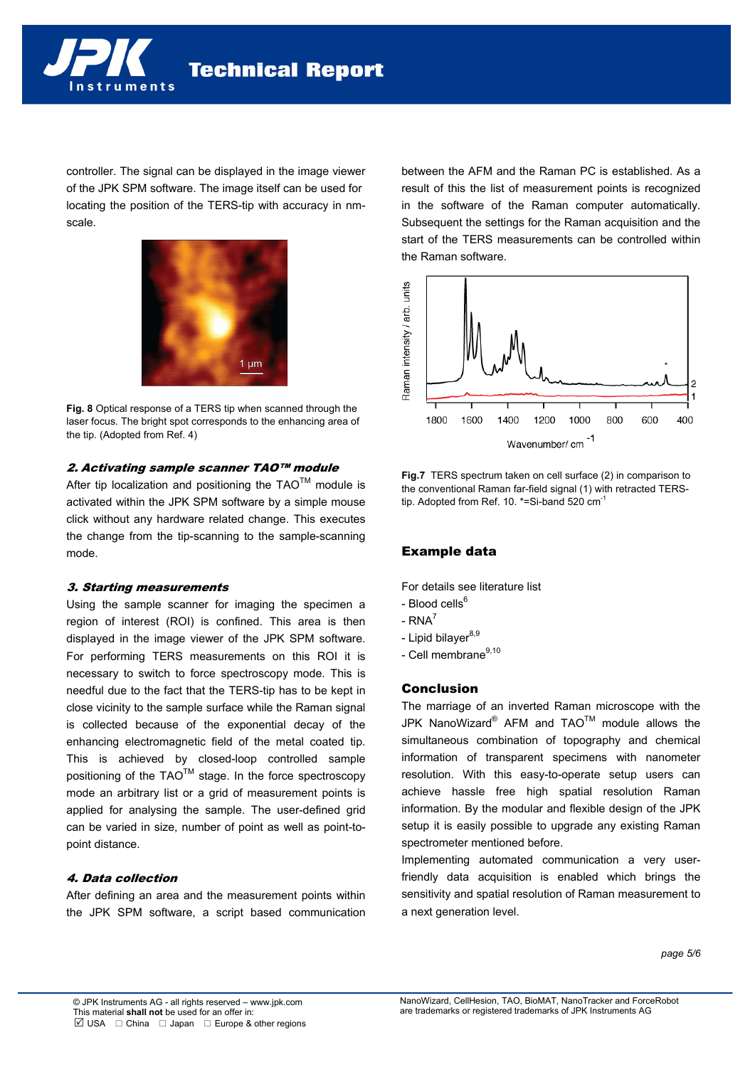controller. The signal can be displayed in the image viewer of the JPK SPM software. The image itself can be used for locating the position of the TERS-tip with accuracy in nm-scale.

**Fig. 8** Optical response of a TERS tip when scanned through the laser focus. The bright spot corresponds to the enhancing area of the tip. (Adopted from Ref. 4)

### *2. Activating sample scanner TAO™ module*

After tip localization and positioning the TAO™ module is activated within the JPK SPM software by a simple mouse click without any hardware related change. This executes the change from the tip-scanning to the sample-scanning mode.

### *3. Starting measurements*

Using the sample scanner for imaging the specimen a region of interest (ROI) is confined. This area is then displayed in the image viewer of the JPK SPM software. For performing TERS measurements on this ROI it is necessary to switch to force spectroscopy mode. This is needful due to the fact that the TERS-tip has to be kept in close vicinity to the sample surface while the Raman signal is collected because of the exponential decay of the enhancing electromagnetic field of the metal coated tip. This is achieved by closed-loop controlled sample positioning of the TAO™ stage. In the force spectroscopy mode an arbitrary list or a grid of measurement points is applied for analysing the sample. The user-defined grid can be varied in size, number of point as well as point-to-point distance.

### *4. Data collection*

After defining an area and the measurement points within the JPK SPM software, a script based communication between the AFM and the Raman PC is established. As a result of this the list of measurement points is recognized in the software of the Raman computer automatically. Subsequent the settings for the Raman acquisition and the start of the TERS measurements can be controlled within the Raman software.

**Fig.7** TERS spectrum taken on cell surface (2) in comparison to the conventional Raman far-field signal (1) with retracted TERS-tip. Adopted from Ref. 10. *=Si-band 520 $cm^{-1}$

## Example data

For details see literature list

- Blood cells[6]
- RNA[7]
- Lipid bilayer[8,9]
- Cell membrane[9,10]

## Conclusion

The marriage of an inverted Raman microscope with the JPK NanoWizard® AFM and TAO™ module allows the simultaneous combination of topography and chemical information of transparent specimens with nanometer resolution. With this easy-to-operate setup users can achieve hassle free high spatial resolution Raman information. By the modular and flexible design of the JPK setup it is easily possible to upgrade any existing Raman spectrometer mentioned before.

Implementing automated communication a very user-friendly data acquisition is enabled which brings the sensitivity and spatial resolution of Raman measurement to a next generation level.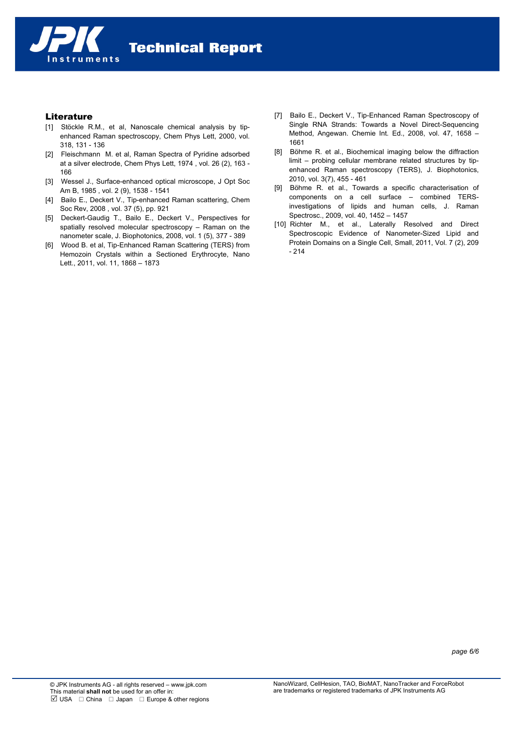## Literature

[1] Stöckle R.M., et al, Nanoscale chemical analysis by tip-enhanced Raman spectroscopy, Chem Phys Lett, 2000, vol. 318, 131 - 136

[2] Fleischmann M. et al, Raman Spectra of Pyridine adsorbed at a silver electrode, Chem Phys Lett, 1974 , vol. 26 (2), 163 - 166

[3] Wessel J., Surface-enhanced optical microscope, J Opt Soc Am B, 1985 , vol. 2 (9), 1538 - 1541

[4] Bailo E., Deckert V., Tip-enhanced Raman scattering, Chem Soc Rev, 2008 , vol. 37 (5), pp. 921

[5] Deckert-Gaudig T., Bailo E., Deckert V., Perspectives for spatially resolved molecular spectroscopy – Raman on the nanometer scale, J. Biophotonics, 2008, vol. 1 (5), 377 - 389

[6] Wood B. et al, Tip-Enhanced Raman Scattering (TERS) from Hemozoin Crystals within a Sectioned Erythrocyte, Nano Lett., 2011, vol. 11, 1868 – 1873

[7] Bailo E., Deckert V., Tip-Enhanced Raman Spectroscopy of Single RNA Strands: Towards a Novel Direct-Sequencing Method, Angewan. Chemie Int. Ed., 2008, vol. 47, 1658 – 1661

[8] Böhme R. et al., Biochemical imaging below the diffraction limit – probing cellular membrane related structures by tip-enhanced Raman spectroscopy (TERS), J. Biophotonics, 2010, vol. 3(7), 455 - 461

[9] Böhme R. et al., Towards a specific characterisation of components on a cell surface – combined TERS-investigations of lipids and human cells, J. Raman Spectrosc., 2009, vol. 40, 1452 – 1457

[10] Richter M., et al., Laterally Resolved and Direct Spectroscopic Evidence of Nanometer-Sized Lipid and Protein Domains on a Single Cell, Small, 2011, Vol. 7 (2), 209 - 214